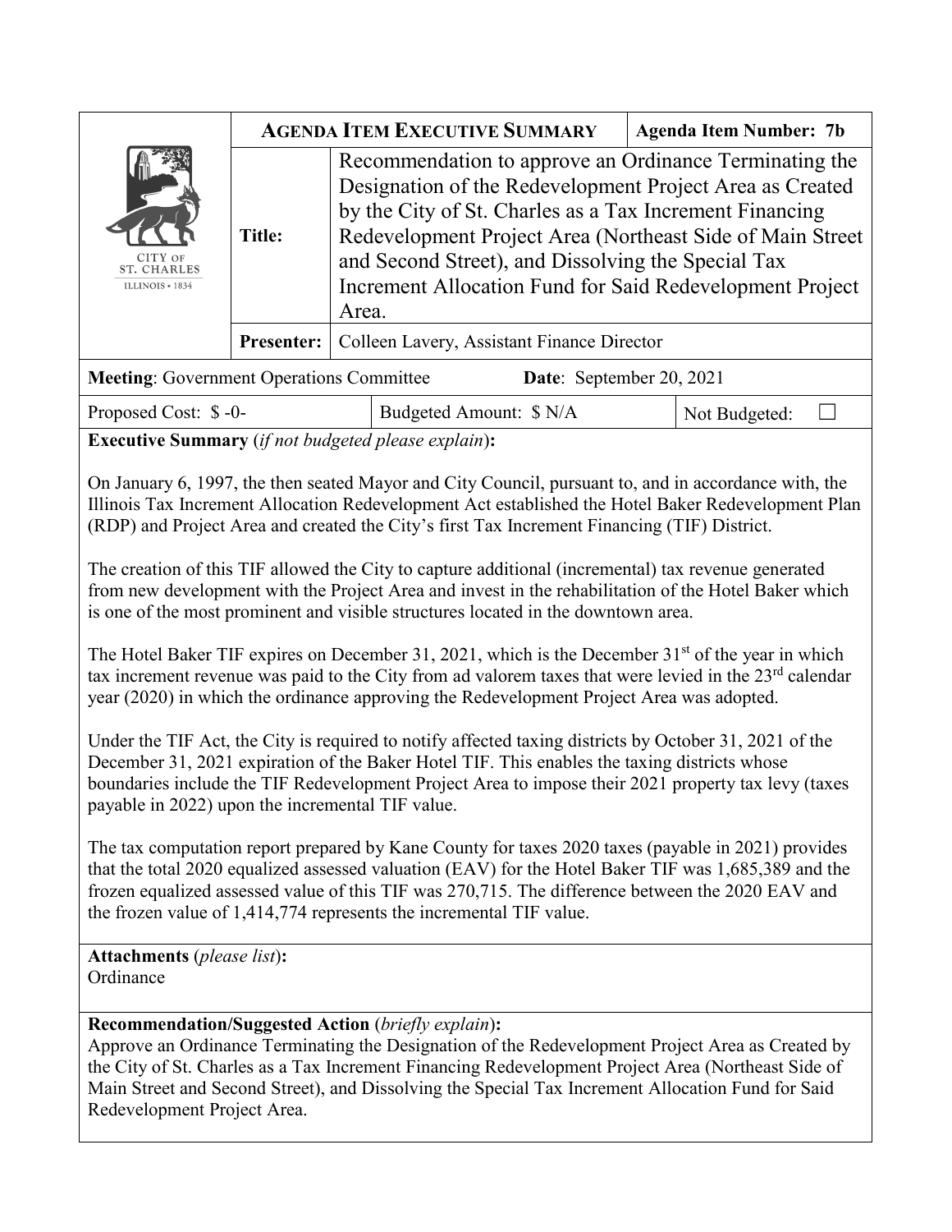| CITY OF ST. CHARLES ILLINOIS • 1834 | **AGENDA ITEM EXECUTIVE SUMMARY** | | **Agenda Item Number: 7b** |
|---|---|---|---|
| | **Title:** | Recommendation to approve an Ordinance Terminating the Designation of the Redevelopment Project Area as Created by the City of St. Charles as a Tax Increment Financing Redevelopment Project Area (Northeast Side of Main Street and Second Street), and Dissolving the Special Tax Increment Allocation Fund for Said Redevelopment Project Area. | |
| | **Presenter:** | Colleen Lavery, Assistant Finance Director | |

**Meeting**: Government Operations Committee **Date**: September 20, 2021

| Proposed Cost: $ -0- | Budgeted Amount: $ N/A | Not Budgeted: ☐ |
|---|---|---|

**Executive Summary** (*if not budgeted please explain*)**:**

On January 6, 1997, the then seated Mayor and City Council, pursuant to, and in accordance with, the Illinois Tax Increment Allocation Redevelopment Act established the Hotel Baker Redevelopment Plan (RDP) and Project Area and created the City's first Tax Increment Financing (TIF) District.

The creation of this TIF allowed the City to capture additional (incremental) tax revenue generated from new development with the Project Area and invest in the rehabilitation of the Hotel Baker which is one of the most prominent and visible structures located in the downtown area.

The Hotel Baker TIF expires on December 31, 2021, which is the December 31st of the year in which tax increment revenue was paid to the City from ad valorem taxes that were levied in the 23rd calendar year (2020) in which the ordinance approving the Redevelopment Project Area was adopted.

Under the TIF Act, the City is required to notify affected taxing districts by October 31, 2021 of the December 31, 2021 expiration of the Baker Hotel TIF. This enables the taxing districts whose boundaries include the TIF Redevelopment Project Area to impose their 2021 property tax levy (taxes payable in 2022) upon the incremental TIF value.

The tax computation report prepared by Kane County for taxes 2020 taxes (payable in 2021) provides that the total 2020 equalized assessed valuation (EAV) for the Hotel Baker TIF was 1,685,389 and the frozen equalized assessed value of this TIF was 270,715. The difference between the 2020 EAV and the frozen value of 1,414,774 represents the incremental TIF value.

**Attachments** (*please list*)**:**
Ordinance

**Recommendation/Suggested Action** (*briefly explain*)**:**
Approve an Ordinance Terminating the Designation of the Redevelopment Project Area as Created by the City of St. Charles as a Tax Increment Financing Redevelopment Project Area (Northeast Side of Main Street and Second Street), and Dissolving the Special Tax Increment Allocation Fund for Said Redevelopment Project Area.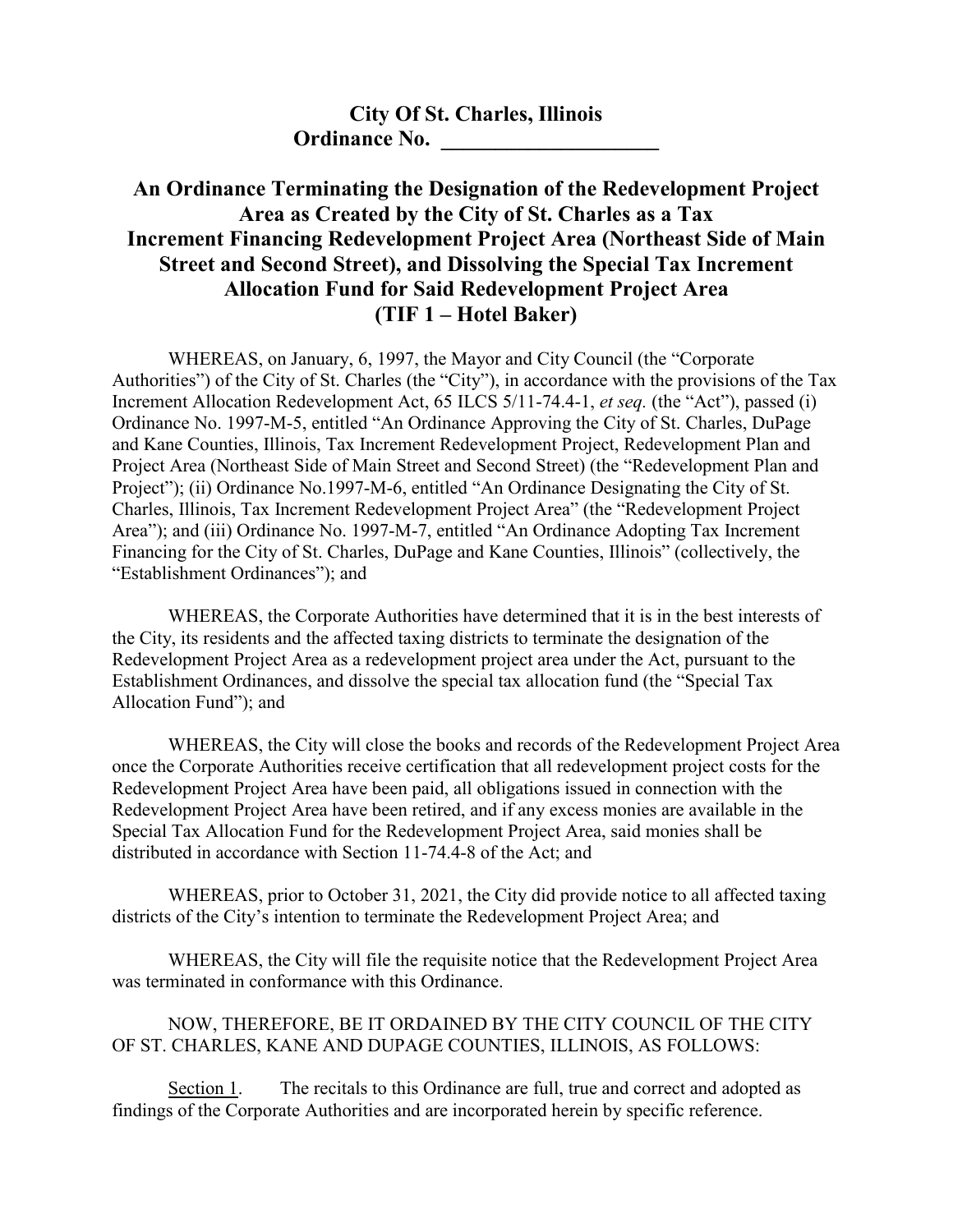# City Of St. Charles, Illinois
## Ordinance No. ____________________

## An Ordinance Terminating the Designation of the Redevelopment Project Area as Created by the City of St. Charles as a Tax Increment Financing Redevelopment Project Area (Northeast Side of Main Street and Second Street), and Dissolving the Special Tax Increment Allocation Fund for Said Redevelopment Project Area (TIF 1 – Hotel Baker)

WHEREAS, on January, 6, 1997, the Mayor and City Council (the "Corporate Authorities") of the City of St. Charles (the "City"), in accordance with the provisions of the Tax Increment Allocation Redevelopment Act, 65 ILCS 5/11-74.4-1, *et seq.* (the "Act"), passed (i) Ordinance No. 1997-M-5, entitled "An Ordinance Approving the City of St. Charles, DuPage and Kane Counties, Illinois, Tax Increment Redevelopment Project, Redevelopment Plan and Project Area (Northeast Side of Main Street and Second Street) (the "Redevelopment Plan and Project"); (ii) Ordinance No.1997-M-6, entitled "An Ordinance Designating the City of St. Charles, Illinois, Tax Increment Redevelopment Project Area" (the "Redevelopment Project Area"); and (iii) Ordinance No. 1997-M-7, entitled "An Ordinance Adopting Tax Increment Financing for the City of St. Charles, DuPage and Kane Counties, Illinois" (collectively, the "Establishment Ordinances"); and

WHEREAS, the Corporate Authorities have determined that it is in the best interests of the City, its residents and the affected taxing districts to terminate the designation of the Redevelopment Project Area as a redevelopment project area under the Act, pursuant to the Establishment Ordinances, and dissolve the special tax allocation fund (the "Special Tax Allocation Fund"); and

WHEREAS, the City will close the books and records of the Redevelopment Project Area once the Corporate Authorities receive certification that all redevelopment project costs for the Redevelopment Project Area have been paid, all obligations issued in connection with the Redevelopment Project Area have been retired, and if any excess monies are available in the Special Tax Allocation Fund for the Redevelopment Project Area, said monies shall be distributed in accordance with Section 11-74.4-8 of the Act; and

WHEREAS, prior to October 31, 2021, the City did provide notice to all affected taxing districts of the City's intention to terminate the Redevelopment Project Area; and

WHEREAS, the City will file the requisite notice that the Redevelopment Project Area was terminated in conformance with this Ordinance.

NOW, THEREFORE, BE IT ORDAINED BY THE CITY COUNCIL OF THE CITY OF ST. CHARLES, KANE AND DUPAGE COUNTIES, ILLINOIS, AS FOLLOWS:

Section 1. The recitals to this Ordinance are full, true and correct and adopted as findings of the Corporate Authorities and are incorporated herein by specific reference.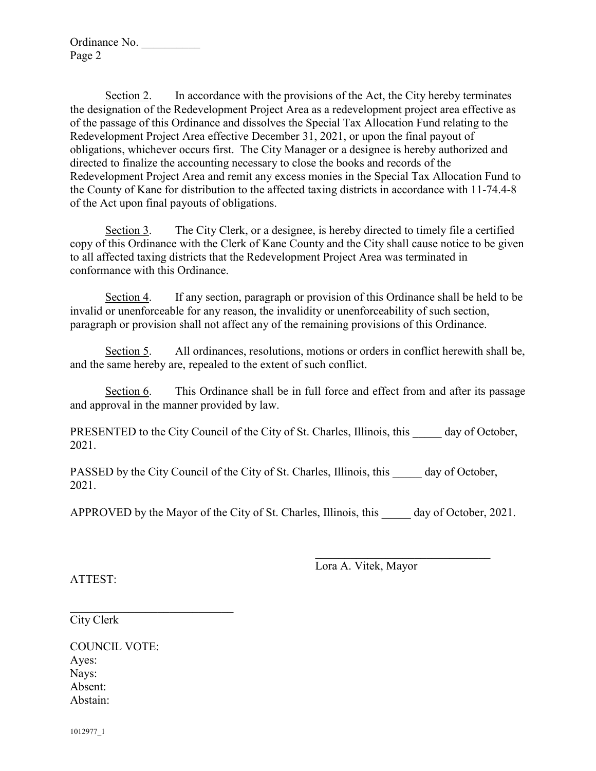Section 2. In accordance with the provisions of the Act, the City hereby terminates the designation of the Redevelopment Project Area as a redevelopment project area effective as of the passage of this Ordinance and dissolves the Special Tax Allocation Fund relating to the Redevelopment Project Area effective December 31, 2021, or upon the final payout of obligations, whichever occurs first. The City Manager or a designee is hereby authorized and directed to finalize the accounting necessary to close the books and records of the Redevelopment Project Area and remit any excess monies in the Special Tax Allocation Fund to the County of Kane for distribution to the affected taxing districts in accordance with 11-74.4-8 of the Act upon final payouts of obligations.

Section 3. The City Clerk, or a designee, is hereby directed to timely file a certified copy of this Ordinance with the Clerk of Kane County and the City shall cause notice to be given to all affected taxing districts that the Redevelopment Project Area was terminated in conformance with this Ordinance.

Section 4. If any section, paragraph or provision of this Ordinance shall be held to be invalid or unenforceable for any reason, the invalidity or unenforceability of such section, paragraph or provision shall not affect any of the remaining provisions of this Ordinance.

Section 5. All ordinances, resolutions, motions or orders in conflict herewith shall be, and the same hereby are, repealed to the extent of such conflict.

Section 6. This Ordinance shall be in full force and effect from and after its passage and approval in the manner provided by law.

PRESENTED to the City Council of the City of St. Charles, Illinois, this _____ day of October, 2021.

PASSED by the City Council of the City of St. Charles, Illinois, this _____ day of October, 2021.

APPROVED by the Mayor of the City of St. Charles, Illinois, this _____ day of October, 2021.

_______________________________
Lora A. Vitek, Mayor

ATTEST:

_____________________________
City Clerk

COUNCIL VOTE:
Ayes:
Nays:
Absent:
Abstain:

1012977_1